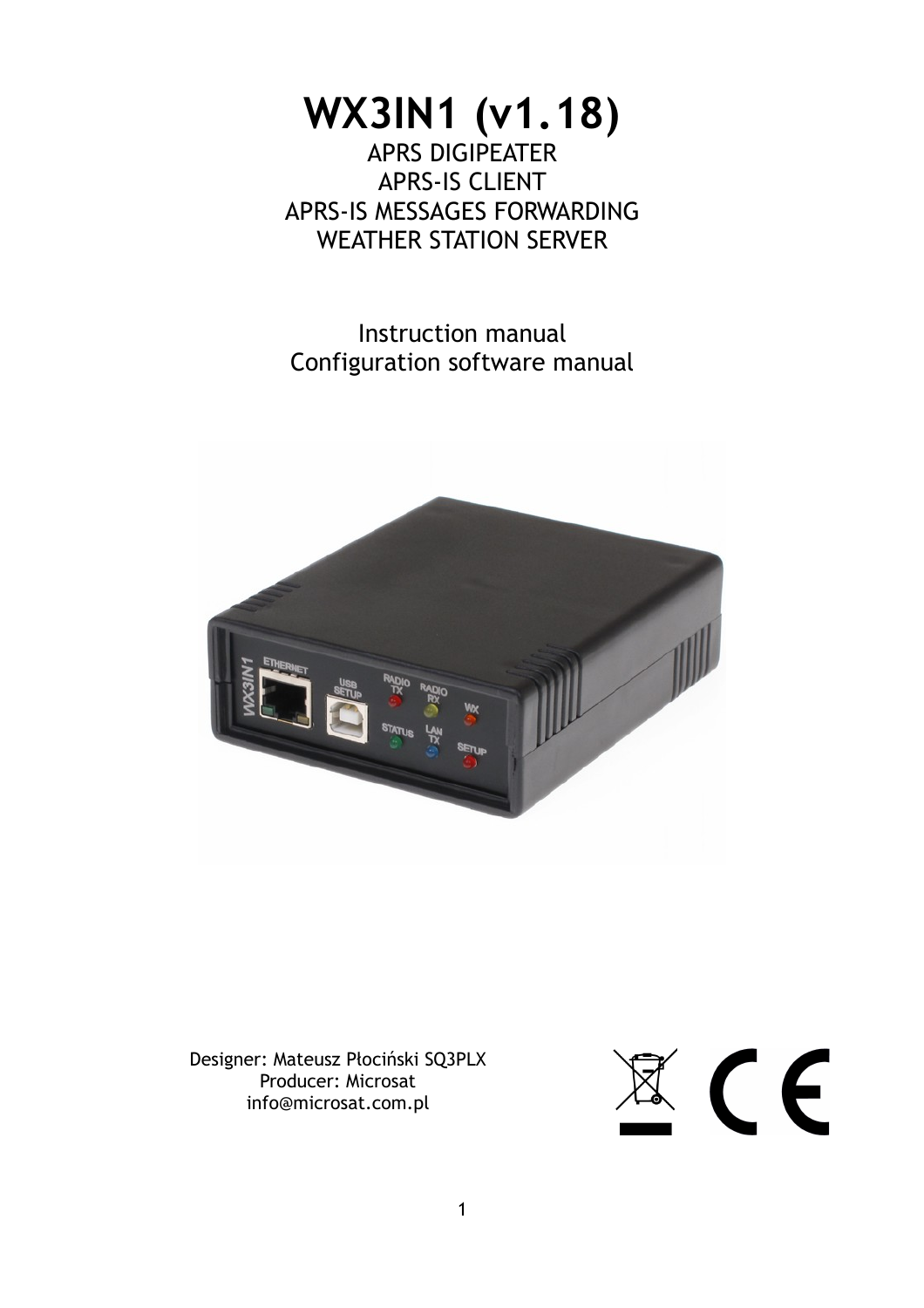# WX3IN1 (v1.18)

APRS DIGIPEATER
APRS-IS CLIENT
APRS-IS MESSAGES FORWARDING
WEATHER STATION SERVER

Instruction manual
Configuration software manual

Designer: Mateusz Płociński SQ3PLX
Producer: Microsat
info@microsat.com.pl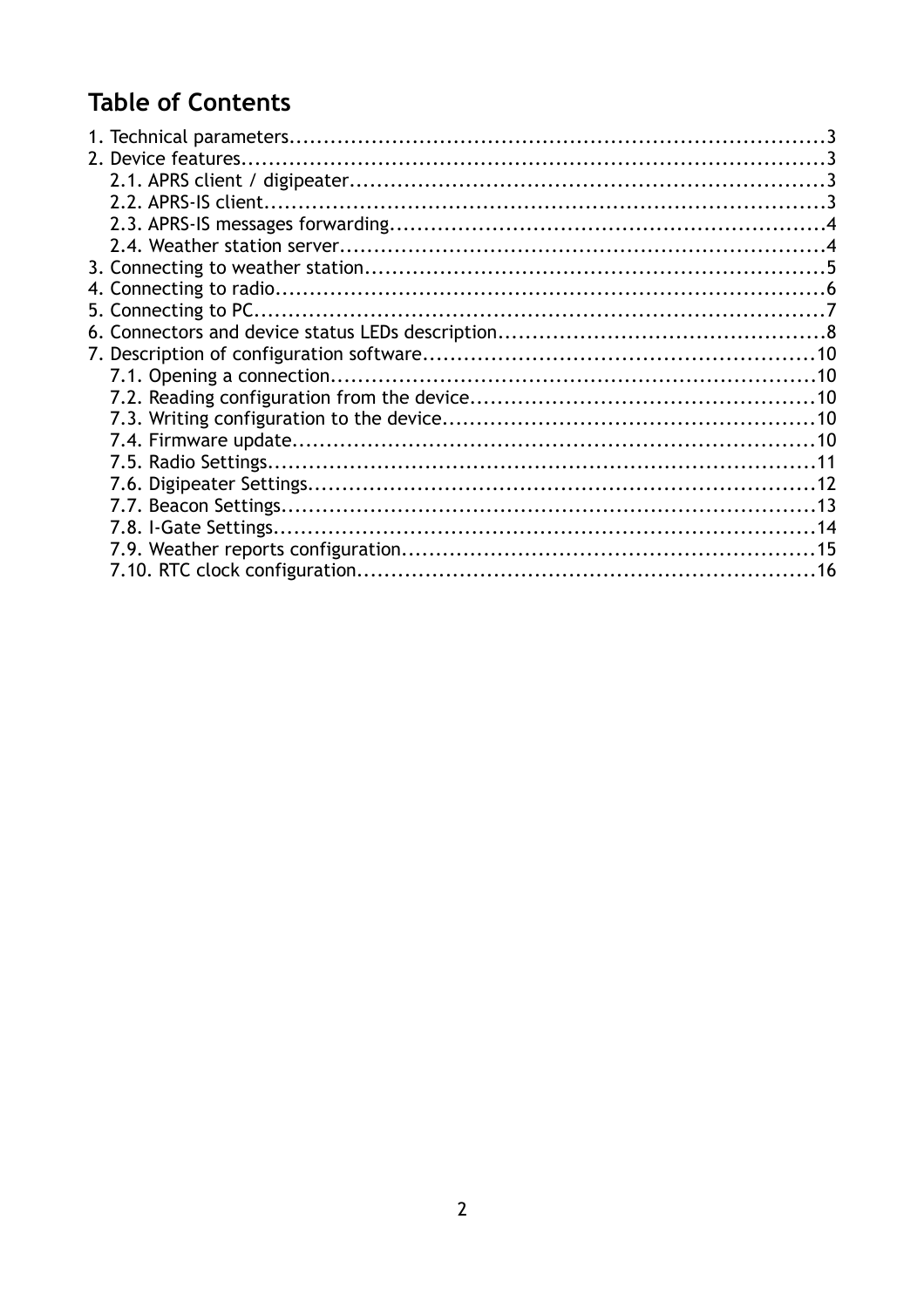# Table of Contents

1. Technical parameters....................3
2. Device features....................3
   - 2.1. APRS client / digipeater....................3
   - 2.2. APRS-IS client....................3
   - 2.3. APRS-IS messages forwarding....................4
   - 2.4. Weather station server....................4
3. Connecting to weather station....................5
4. Connecting to radio....................6
5. Connecting to PC....................7
6. Connectors and device status LEDs description....................8
7. Description of configuration software....................10
   - 7.1. Opening a connection....................10
   - 7.2. Reading configuration from the device....................10
   - 7.3. Writing configuration to the device....................10
   - 7.4. Firmware update....................10
   - 7.5. Radio Settings....................11
   - 7.6. Digipeater Settings....................12
   - 7.7. Beacon Settings....................13
   - 7.8. I-Gate Settings....................14
   - 7.9. Weather reports configuration....................15
   - 7.10. RTC clock configuration....................16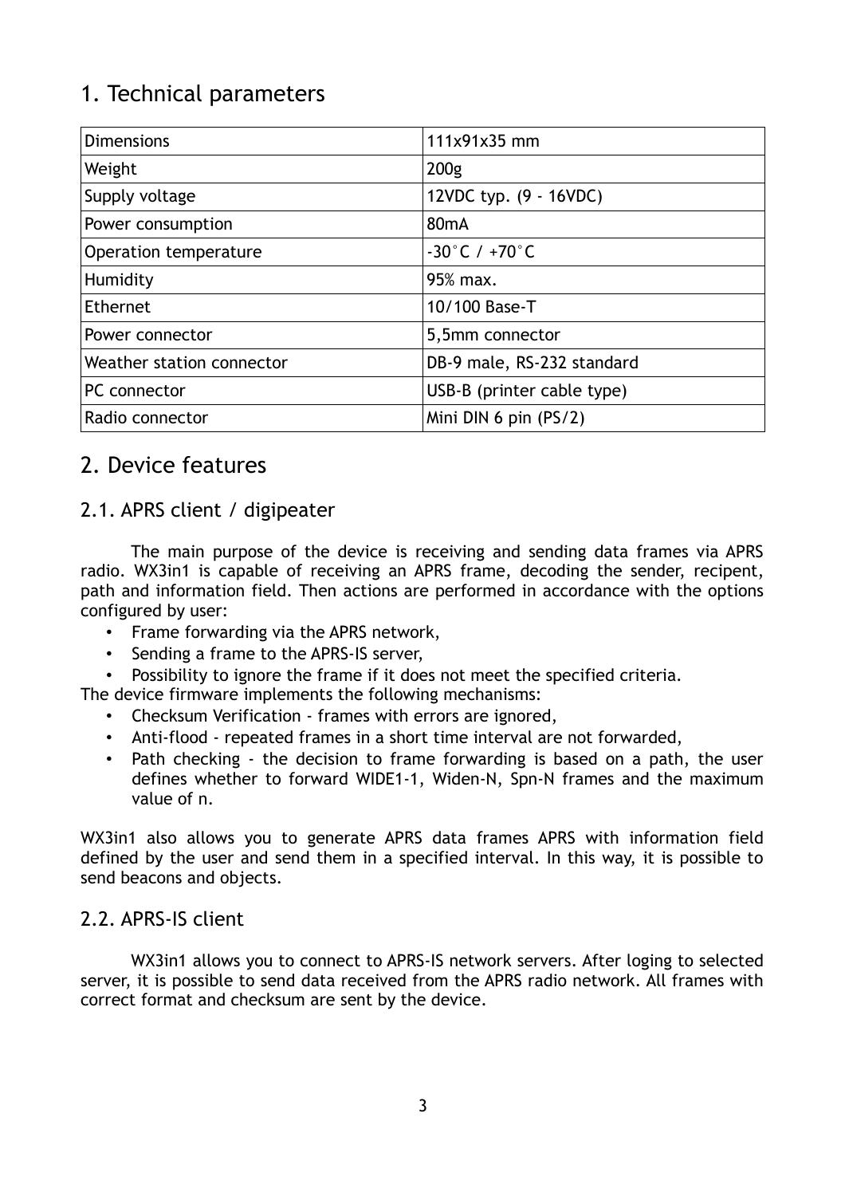# 1. Technical parameters

| Dimensions | 111x91x35 mm |
|---|---|
| Weight | 200g |
| Supply voltage | 12VDC typ. (9 - 16VDC) |
| Power consumption | 80mA |
| Operation temperature | -30˚C / +70˚C |
| Humidity | 95% max. |
| Ethernet | 10/100 Base-T |
| Power connector | 5,5mm connector |
| Weather station connector | DB-9 male, RS-232 standard |
| PC connector | USB-B (printer cable type) |
| Radio connector | Mini DIN 6 pin (PS/2) |

# 2. Device features

## 2.1. APRS client / digipeater

The main purpose of the device is receiving and sending data frames via APRS radio. WX3in1 is capable of receiving an APRS frame, decoding the sender, recipent, path and information field. Then actions are performed in accordance with the options configured by user:

- Frame forwarding via the APRS network,
- Sending a frame to the APRS-IS server,
- Possibility to ignore the frame if it does not meet the specified criteria.

The device firmware implements the following mechanisms:

- Checksum Verification - frames with errors are ignored,
- Anti-flood - repeated frames in a short time interval are not forwarded,
- Path checking - the decision to frame forwarding is based on a path, the user defines whether to forward WIDE1-1, Widen-N, Spn-N frames and the maximum value of n.

WX3in1 also allows you to generate APRS data frames APRS with information field defined by the user and send them in a specified interval. In this way, it is possible to send beacons and objects.

## 2.2. APRS-IS client

WX3in1 allows you to connect to APRS-IS network servers. After loging to selected server, it is possible to send data received from the APRS radio network. All frames with correct format and checksum are sent by the device.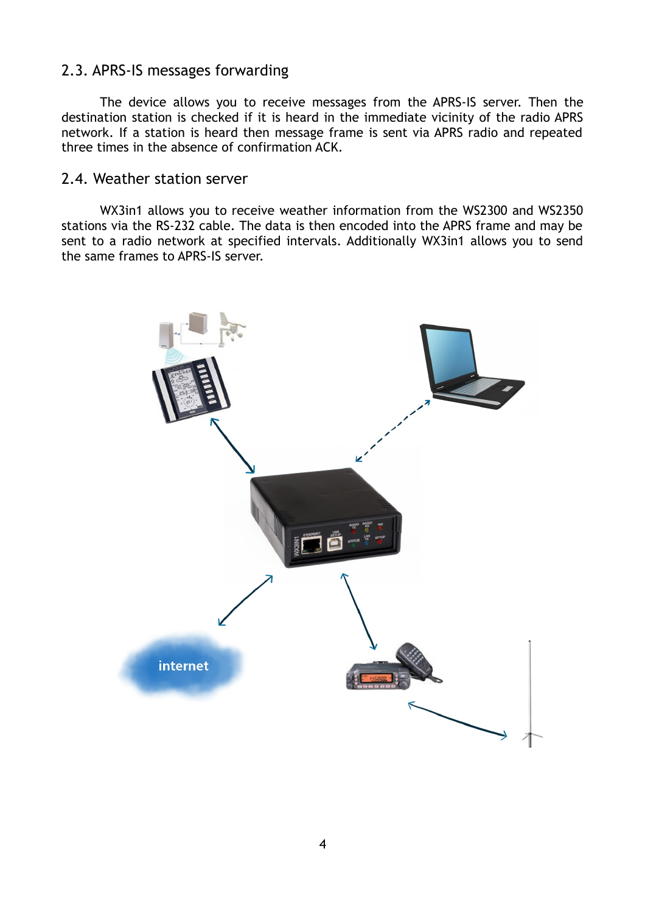## 2.3. APRS-IS messages forwarding

The device allows you to receive messages from the APRS-IS server. Then the destination station is checked if it is heard in the immediate vicinity of the radio APRS network. If a station is heard then message frame is sent via APRS radio and repeated three times in the absence of confirmation ACK.

## 2.4. Weather station server

WX3in1 allows you to receive weather information from the WS2300 and WS2350 stations via the RS-232 cable. The data is then encoded into the APRS frame and may be sent to a radio network at specified intervals. Additionally WX3in1 allows you to send the same frames to APRS-IS server.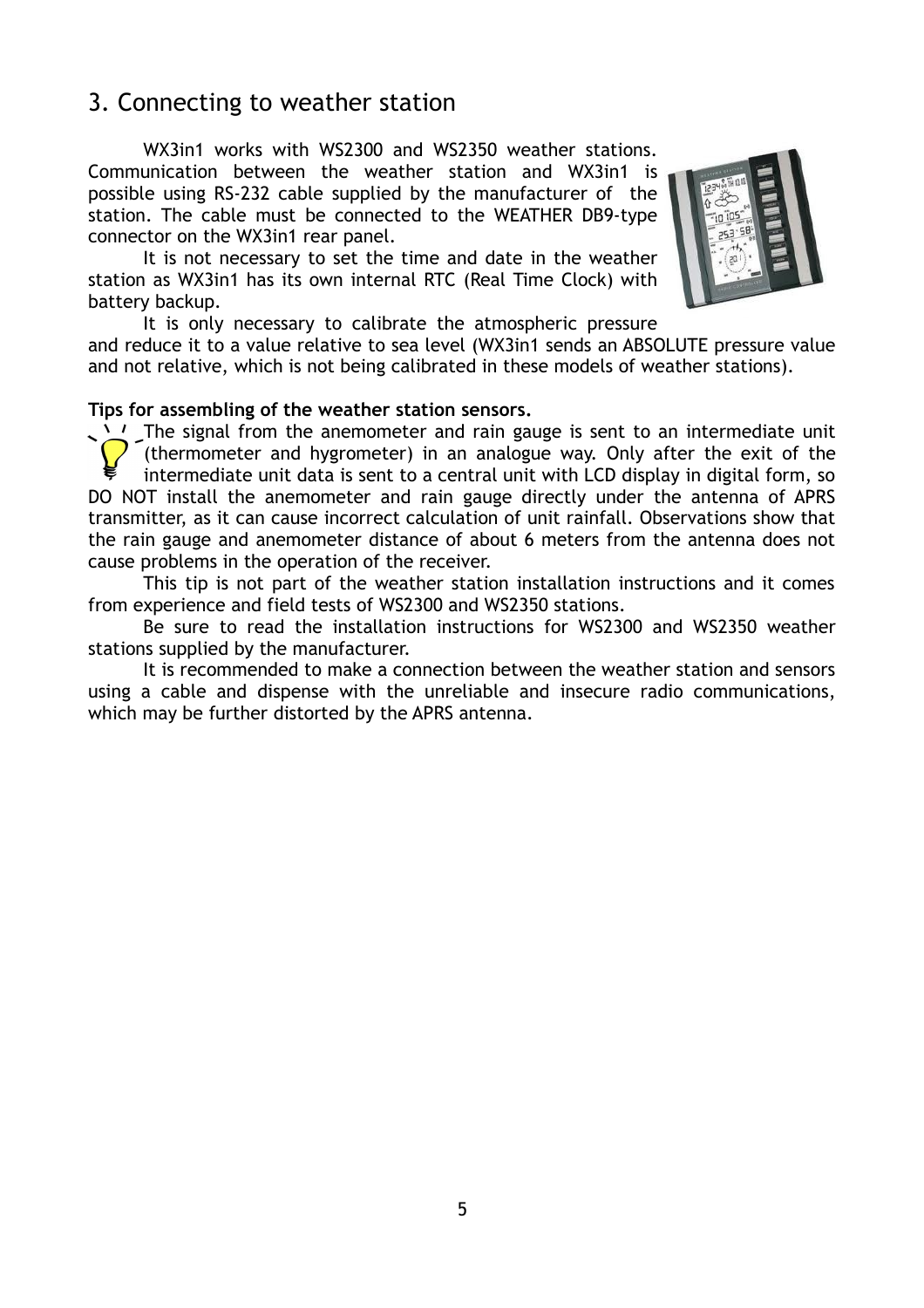## 3. Connecting to weather station

WX3in1 works with WS2300 and WS2350 weather stations. Communication between the weather station and WX3in1 is possible using RS-232 cable supplied by the manufacturer of the station. The cable must be connected to the WEATHER DB9-type connector on the WX3in1 rear panel.

It is not necessary to set the time and date in the weather station as WX3in1 has its own internal RTC (Real Time Clock) with battery backup.

It is only necessary to calibrate the atmospheric pressure and reduce it to a value relative to sea level (WX3in1 sends an ABSOLUTE pressure value and not relative, which is not being calibrated in these models of weather stations).

**Tips for assembling of the weather station sensors.**

The signal from the anemometer and rain gauge is sent to an intermediate unit (thermometer and hygrometer) in an analogue way. Only after the exit of the intermediate unit data is sent to a central unit with LCD display in digital form, so DO NOT install the anemometer and rain gauge directly under the antenna of APRS transmitter, as it can cause incorrect calculation of unit rainfall. Observations show that the rain gauge and anemometer distance of about 6 meters from the antenna does not cause problems in the operation of the receiver.

This tip is not part of the weather station installation instructions and it comes from experience and field tests of WS2300 and WS2350 stations.

Be sure to read the installation instructions for WS2300 and WS2350 weather stations supplied by the manufacturer.

It is recommended to make a connection between the weather station and sensors using a cable and dispense with the unreliable and insecure radio communications, which may be further distorted by the APRS antenna.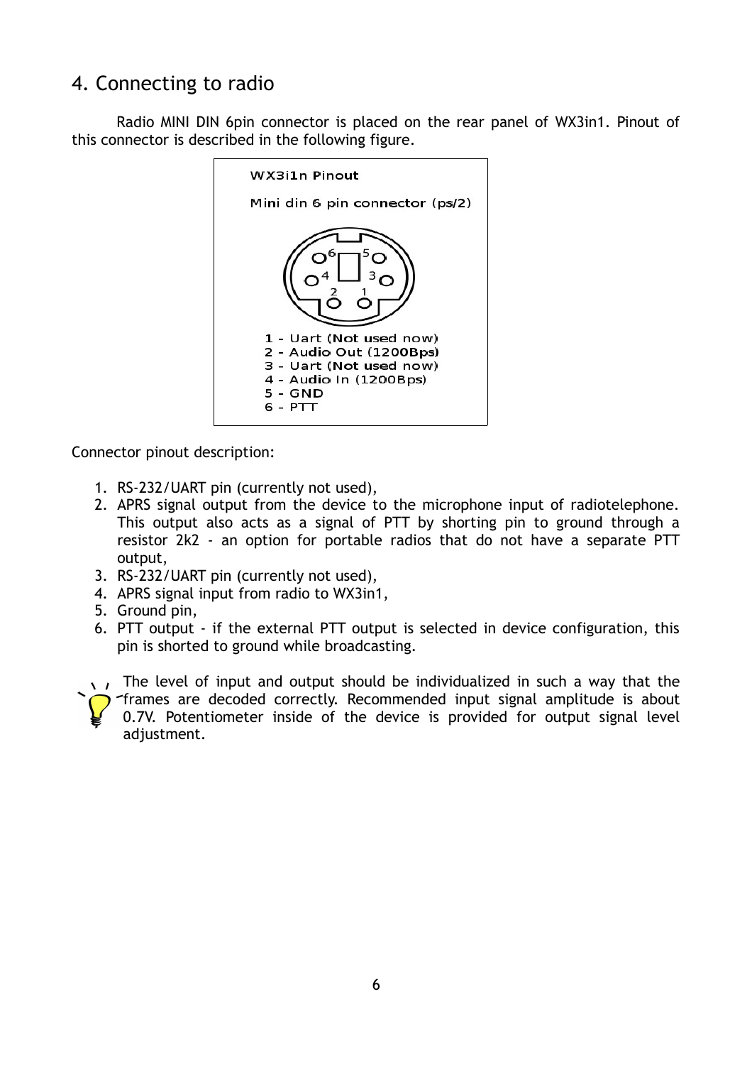## 4. Connecting to radio

Radio MINI DIN 6pin connector is placed on the rear panel of WX3in1. Pinout of this connector is described in the following figure.

WX3i1n Pinout

Mini din 6 pin connector (ps/2)

1 - Uart (Not used now)
2 - Audio Out (1200Bps)
3 - Uart (Not used now)
4 - Audio In (1200Bps)
5 - GND
6 - PTT

Connector pinout description:

1. RS-232/UART pin (currently not used),
2. APRS signal output from the device to the microphone input of radiotelephone. This output also acts as a signal of PTT by shorting pin to ground through a resistor 2k2 - an option for portable radios that do not have a separate PTT output,
3. RS-232/UART pin (currently not used),
4. APRS signal input from radio to WX3in1,
5. Ground pin,
6. PTT output - if the external PTT output is selected in device configuration, this pin is shorted to ground while broadcasting.

The level of input and output should be individualized in such a way that the frames are decoded correctly. Recommended input signal amplitude is about 0.7V. Potentiometer inside of the device is provided for output signal level adjustment.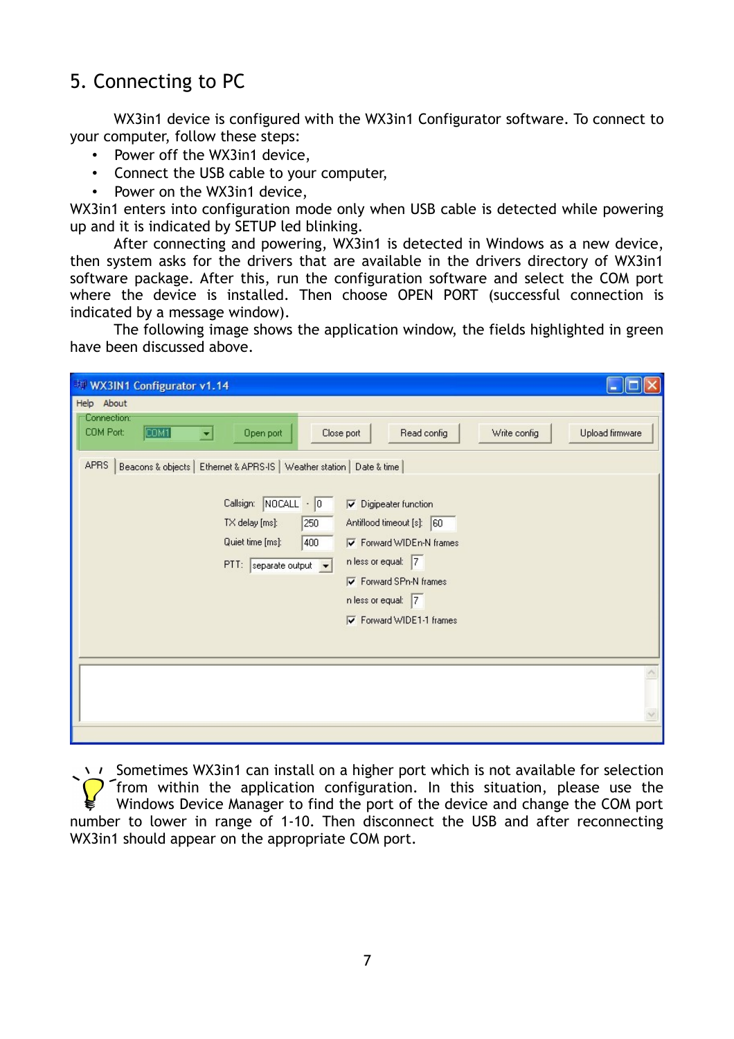## 5. Connecting to PC

WX3in1 device is configured with the WX3in1 Configurator software. To connect to your computer, follow these steps:

- Power off the WX3in1 device,
- Connect the USB cable to your computer,
- Power on the WX3in1 device,

WX3in1 enters into configuration mode only when USB cable is detected while powering up and it is indicated by SETUP led blinking.

After connecting and powering, WX3in1 is detected in Windows as a new device, then system asks for the drivers that are available in the drivers directory of WX3in1 software package. After this, run the configuration software and select the COM port where the device is installed. Then choose OPEN PORT (successful connection is indicated by a message window).

The following image shows the application window, the fields highlighted in green have been discussed above.

Sometimes WX3in1 can install on a higher port which is not available for selection from within the application configuration. In this situation, please use the Windows Device Manager to find the port of the device and change the COM port number to lower in range of 1-10. Then disconnect the USB and after reconnecting WX3in1 should appear on the appropriate COM port.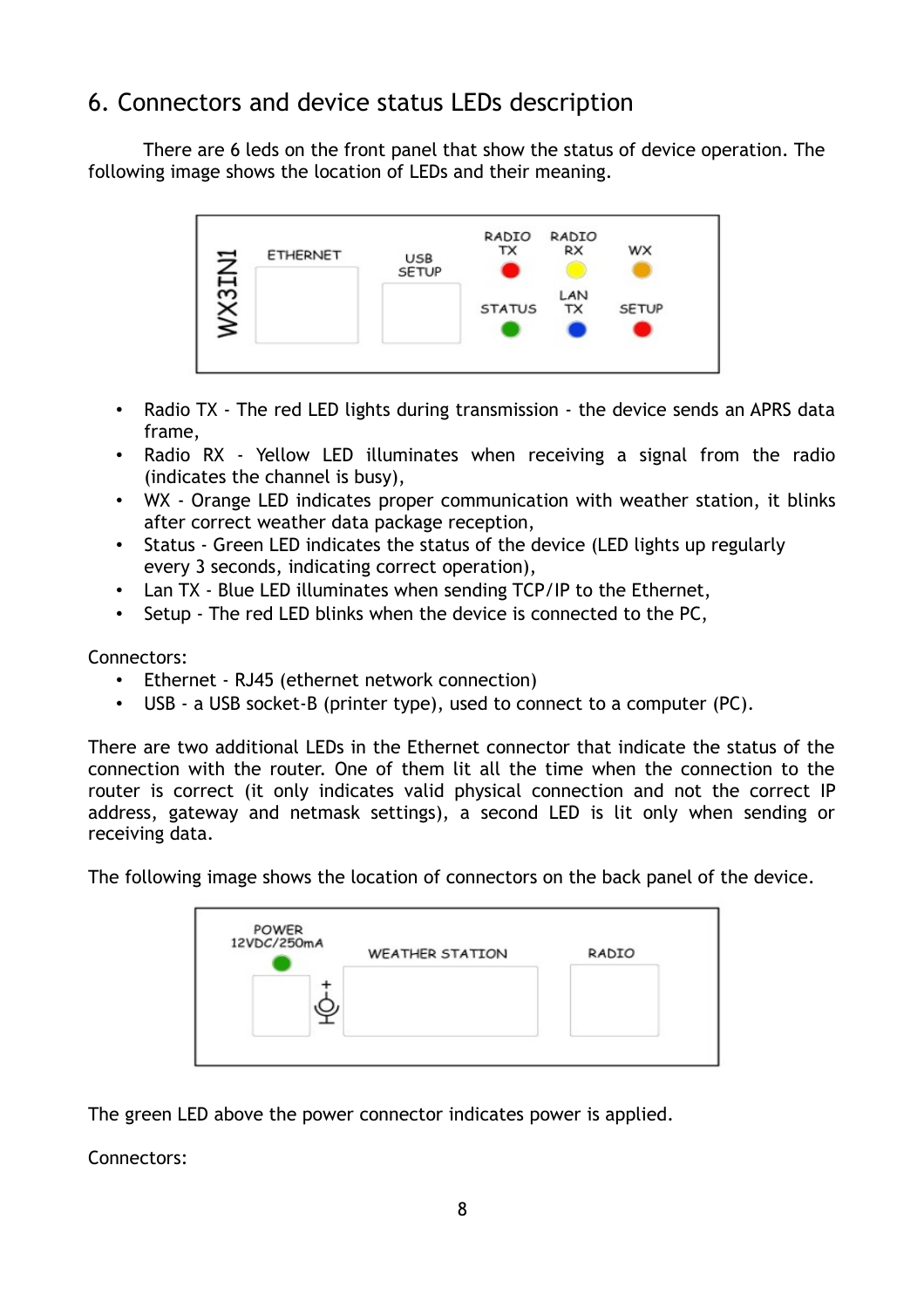# 6. Connectors and device status LEDs description

There are 6 leds on the front panel that show the status of device operation. The following image shows the location of LEDs and their meaning.

- Radio TX - The red LED lights during transmission - the device sends an APRS data frame,
- Radio RX - Yellow LED illuminates when receiving a signal from the radio (indicates the channel is busy),
- WX - Orange LED indicates proper communication with weather station, it blinks after correct weather data package reception,
- Status - Green LED indicates the status of the device (LED lights up regularly every 3 seconds, indicating correct operation),
- Lan TX - Blue LED illuminates when sending TCP/IP to the Ethernet,
- Setup - The red LED blinks when the device is connected to the PC,

Connectors:

- Ethernet - RJ45 (ethernet network connection)
- USB - a USB socket-B (printer type), used to connect to a computer (PC).

There are two additional LEDs in the Ethernet connector that indicate the status of the connection with the router. One of them lit all the time when the connection to the router is correct (it only indicates valid physical connection and not the correct IP address, gateway and netmask settings), a second LED is lit only when sending or receiving data.

The following image shows the location of connectors on the back panel of the device.

The green LED above the power connector indicates power is applied.

Connectors: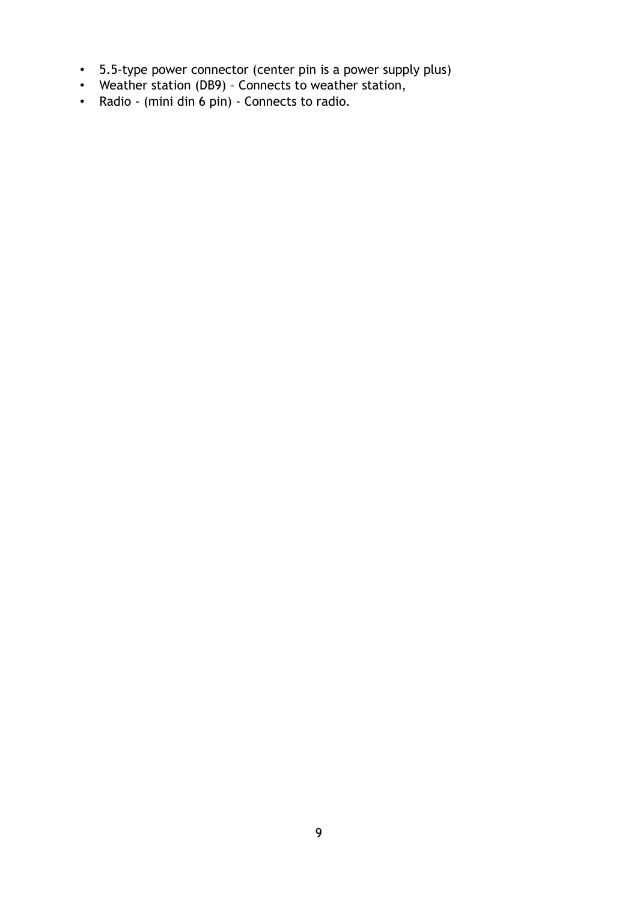- 5.5-type power connector (center pin is a power supply plus)
- Weather station (DB9) – Connects to weather station,
- Radio - (mini din 6 pin) - Connects to radio.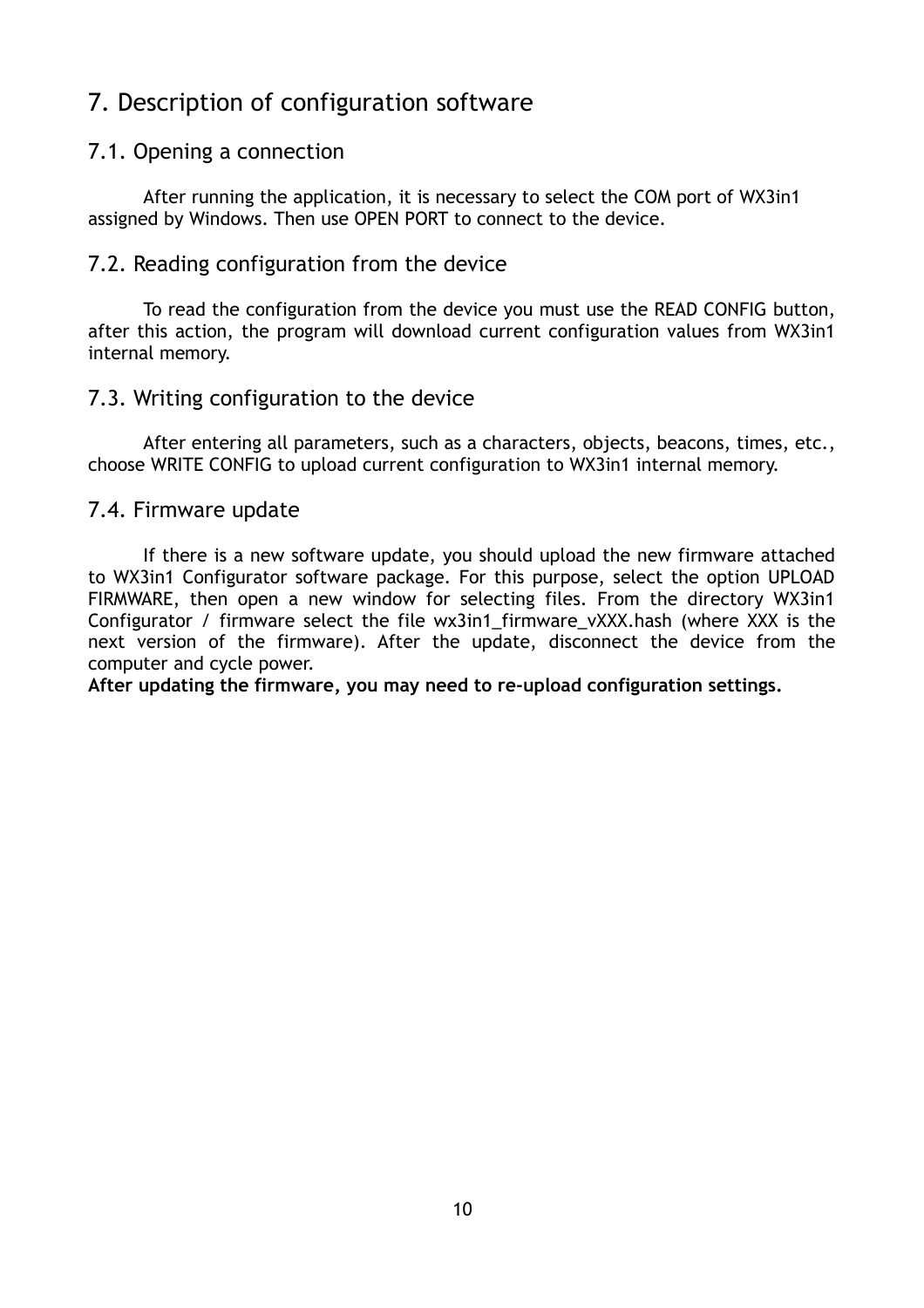# 7. Description of configuration software

## 7.1. Opening a connection

After running the application, it is necessary to select the COM port of WX3in1 assigned by Windows. Then use OPEN PORT to connect to the device.

## 7.2. Reading configuration from the device

To read the configuration from the device you must use the READ CONFIG button, after this action, the program will download current configuration values from WX3in1 internal memory.

## 7.3. Writing configuration to the device

After entering all parameters, such as a characters, objects, beacons, times, etc., choose WRITE CONFIG to upload current configuration to WX3in1 internal memory.

## 7.4. Firmware update

If there is a new software update, you should upload the new firmware attached to WX3in1 Configurator software package. For this purpose, select the option UPLOAD FIRMWARE, then open a new window for selecting files. From the directory WX3in1 Configurator / firmware select the file wx3in1_firmware_vXXX.hash (where XXX is the next version of the firmware). After the update, disconnect the device from the computer and cycle power.

**After updating the firmware, you may need to re-upload configuration settings.**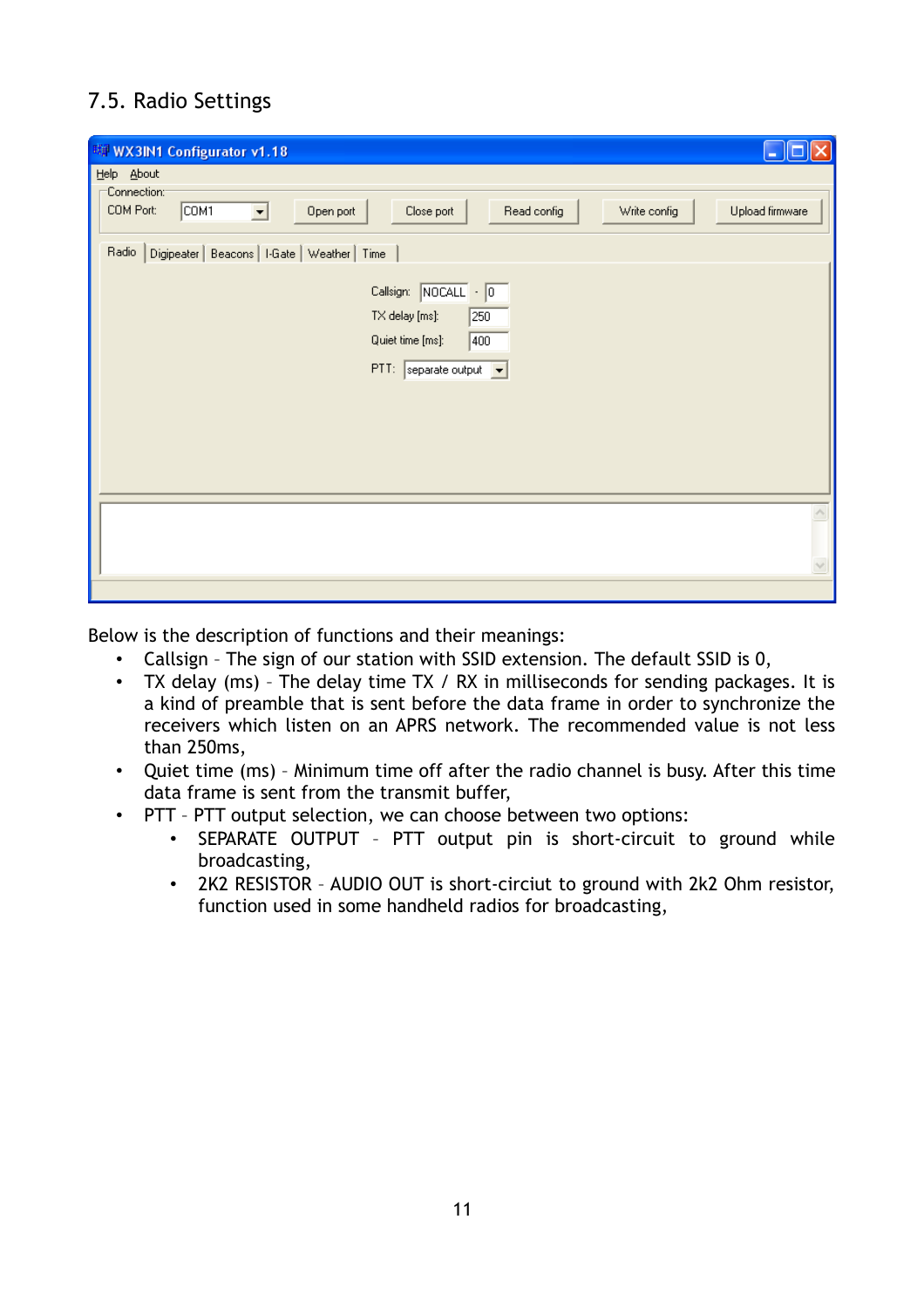## 7.5. Radio Settings

Below is the description of functions and their meanings:

- Callsign – The sign of our station with SSID extension. The default SSID is 0,
- TX delay (ms) – The delay time TX / RX in milliseconds for sending packages. It is a kind of preamble that is sent before the data frame in order to synchronize the receivers which listen on an APRS network. The recommended value is not less than 250ms,
- Quiet time (ms) – Minimum time off after the radio channel is busy. After this time data frame is sent from the transmit buffer,
- PTT – PTT output selection, we can choose between two options:
    - SEPARATE OUTPUT – PTT output pin is short-circuit to ground while broadcasting,
    - 2K2 RESISTOR – AUDIO OUT is short-circiut to ground with 2k2 Ohm resistor, function used in some handheld radios for broadcasting,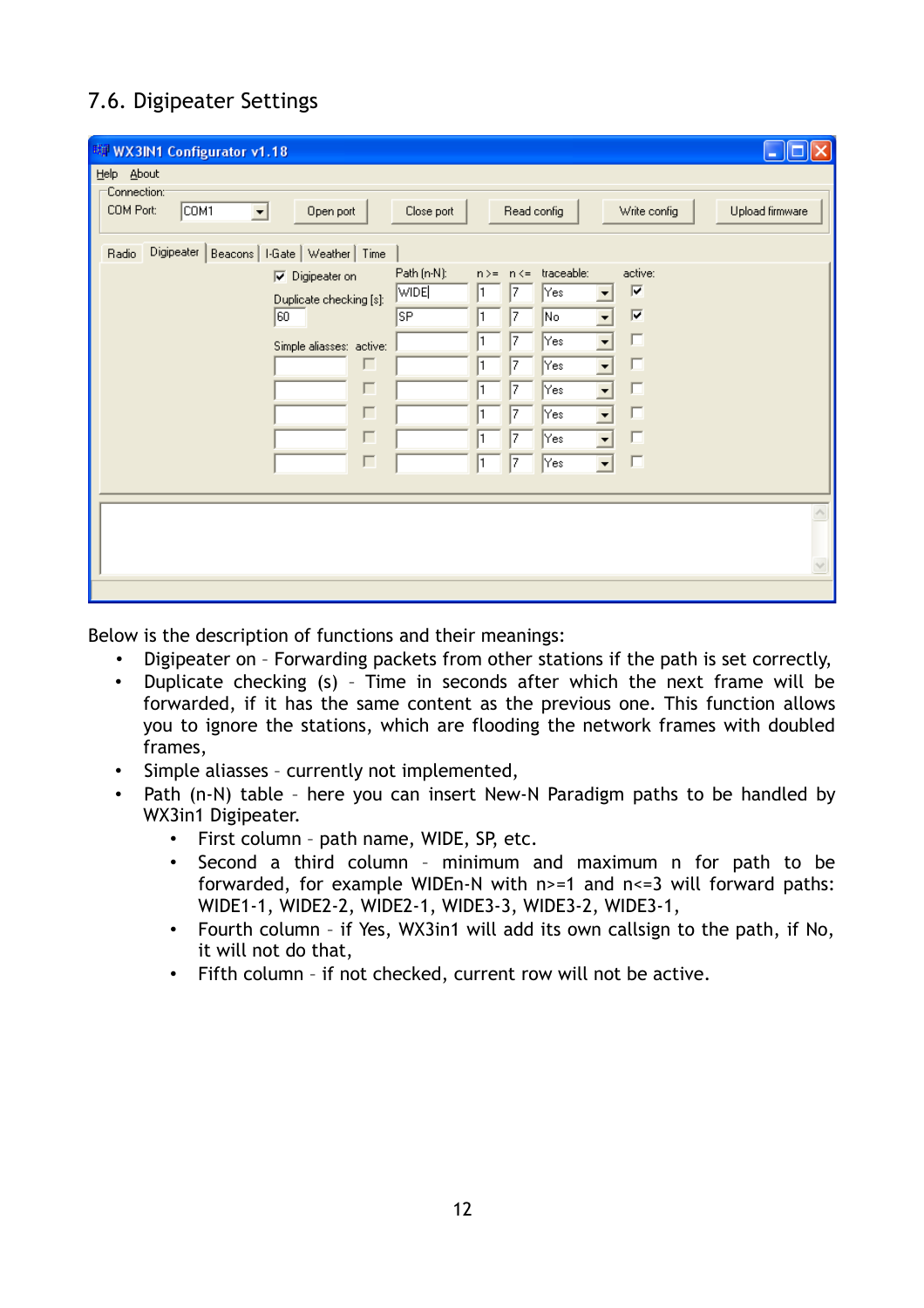## 7.6. Digipeater Settings

Below is the description of functions and their meanings:

- Digipeater on – Forwarding packets from other stations if the path is set correctly,
- Duplicate checking (s) – Time in seconds after which the next frame will be forwarded, if it has the same content as the previous one. This function allows you to ignore the stations, which are flooding the network frames with doubled frames,
- Simple aliasses – currently not implemented,
- Path (n-N) table – here you can insert New-N Paradigm paths to be handled by WX3in1 Digipeater.
    - First column – path name, WIDE, SP, etc.
    - Second a third column – minimum and maximum n for path to be forwarded, for example WIDEn-N with n>=1 and n<=3 will forward paths: WIDE1-1, WIDE2-2, WIDE2-1, WIDE3-3, WIDE3-2, WIDE3-1,
    - Fourth column – if Yes, WX3in1 will add its own callsign to the path, if No, it will not do that,
    - Fifth column – if not checked, current row will not be active.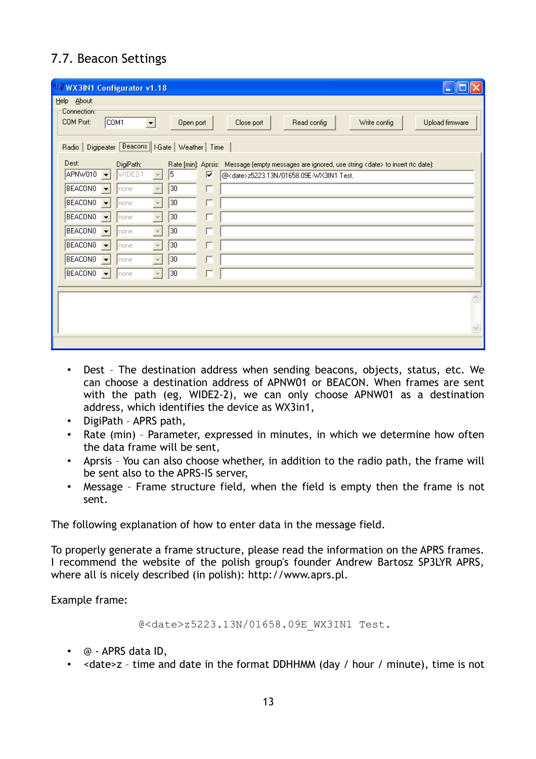## 7.7. Beacon Settings

- Dest – The destination address when sending beacons, objects, status, etc. We can choose a destination address of APNW01 or BEACON. When frames are sent with the path (eg, WIDE2-2), we can only choose APNW01 as a destination address, which identifies the device as WX3in1,
- DigiPath – APRS path,
- Rate (min) – Parameter, expressed in minutes, in which we determine how often the data frame will be sent,
- Aprsis – You can also choose whether, in addition to the radio path, the frame will be sent also to the APRS-IS server,
- Message – Frame structure field, when the field is empty then the frame is not sent.

The following explanation of how to enter data in the message field.

To properly generate a frame structure, please read the information on the APRS frames. I recommend the website of the polish group's founder Andrew Bartosz SP3LYR APRS, where all is nicely described (in polish): http://www.aprs.pl.

Example frame:

```
@<date>z5223.13N/01658.09E_WX3IN1 Test.
```

- @ - APRS data ID,
- <date>z - time and date in the format DDHHMM (day / hour / minute), time is not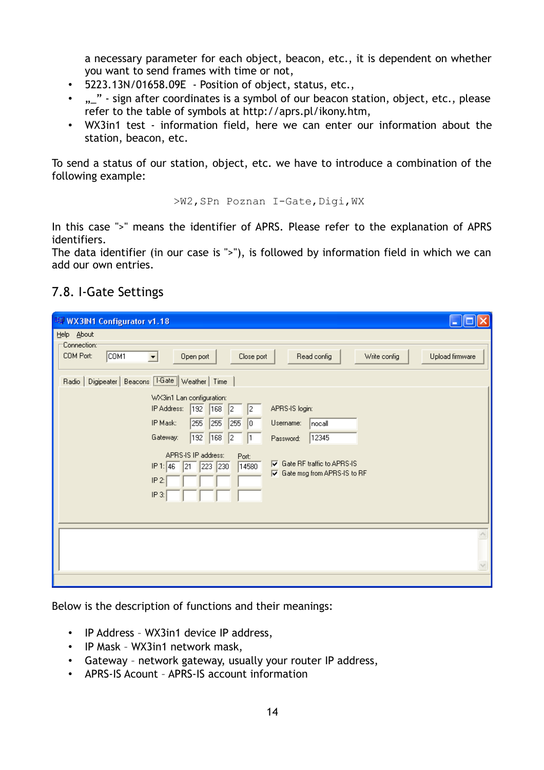a necessary parameter for each object, beacon, etc., it is dependent on whether you want to send frames with time or not,

- 5223.13N/01658.09E - Position of object, status, etc.,
- „_" - sign after coordinates is a symbol of our beacon station, object, etc., please refer to the table of symbols at http://aprs.pl/ikony.htm,
- WX3in1 test - information field, here we can enter our information about the station, beacon, etc.

To send a status of our station, object, etc. we have to introduce a combination of the following example:

```
>W2,SPn Poznan I-Gate,Digi,WX
```

In this case ">" means the identifier of APRS. Please refer to the explanation of APRS identifiers.
The data identifier (in our case is ">"), is followed by information field in which we can add our own entries.

## 7.8. I-Gate Settings

Below is the description of functions and their meanings:

- IP Address – WX3in1 device IP address,
- IP Mask – WX3in1 network mask,
- Gateway – network gateway, usually your router IP address,
- APRS-IS Acount – APRS-IS account information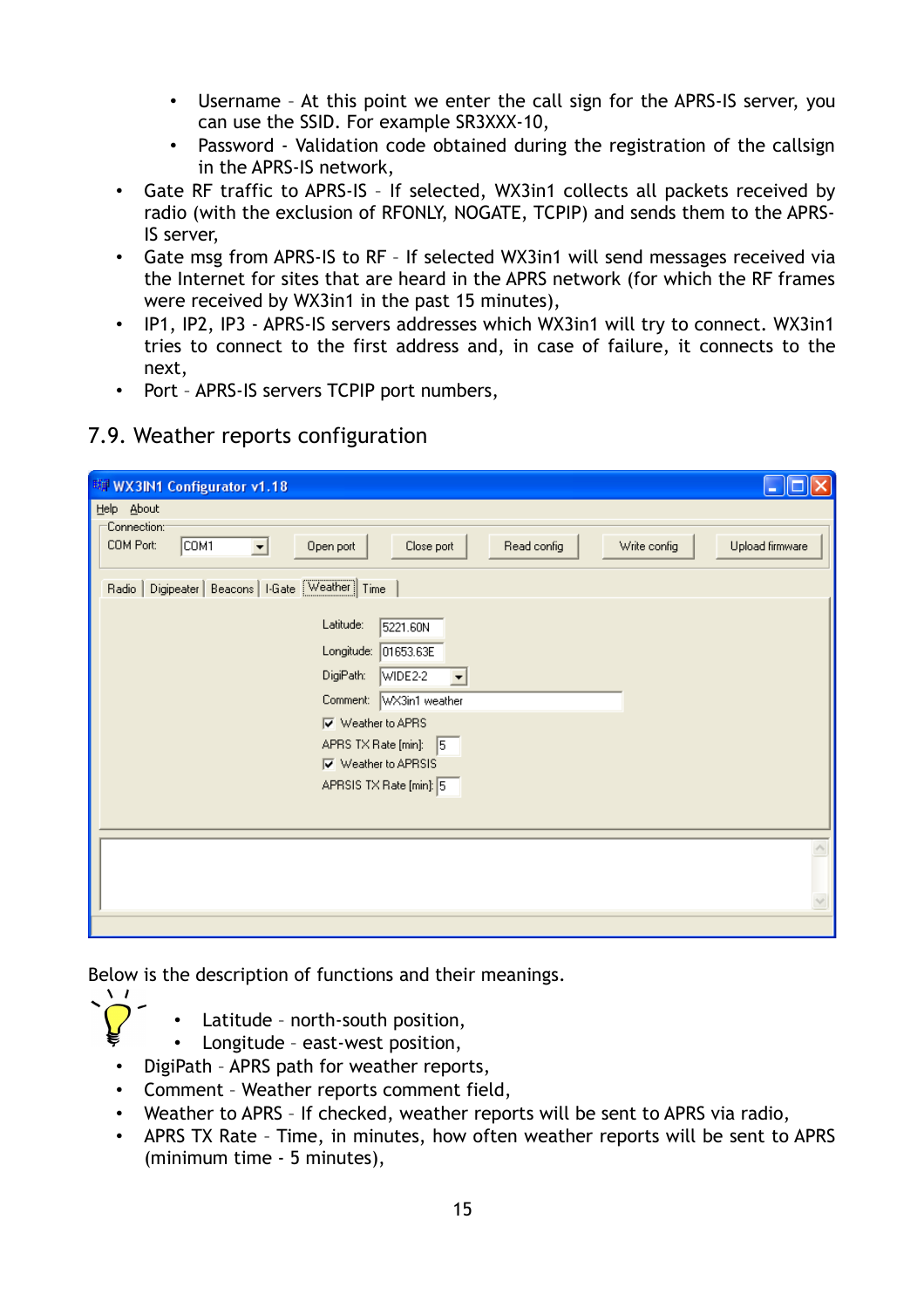- Username – At this point we enter the call sign for the APRS-IS server, you can use the SSID. For example SR3XXX-10,
- Password - Validation code obtained during the registration of the callsign in the APRS-IS network,

- Gate RF traffic to APRS-IS – If selected, WX3in1 collects all packets received by radio (with the exclusion of RFONLY, NOGATE, TCPIP) and sends them to the APRS-IS server,
- Gate msg from APRS-IS to RF – If selected WX3in1 will send messages received via the Internet for sites that are heard in the APRS network (for which the RF frames were received by WX3in1 in the past 15 minutes),
- IP1, IP2, IP3 - APRS-IS servers addresses which WX3in1 will try to connect. WX3in1 tries to connect to the first address and, in case of failure, it connects to the next,
- Port – APRS-IS servers TCPIP port numbers,

## 7.9. Weather reports configuration

Below is the description of functions and their meanings.

- Latitude – north-south position,
- Longitude – east-west position,
- DigiPath – APRS path for weather reports,
- Comment – Weather reports comment field,
- Weather to APRS – If checked, weather reports will be sent to APRS via radio,
- APRS TX Rate – Time, in minutes, how often weather reports will be sent to APRS (minimum time - 5 minutes),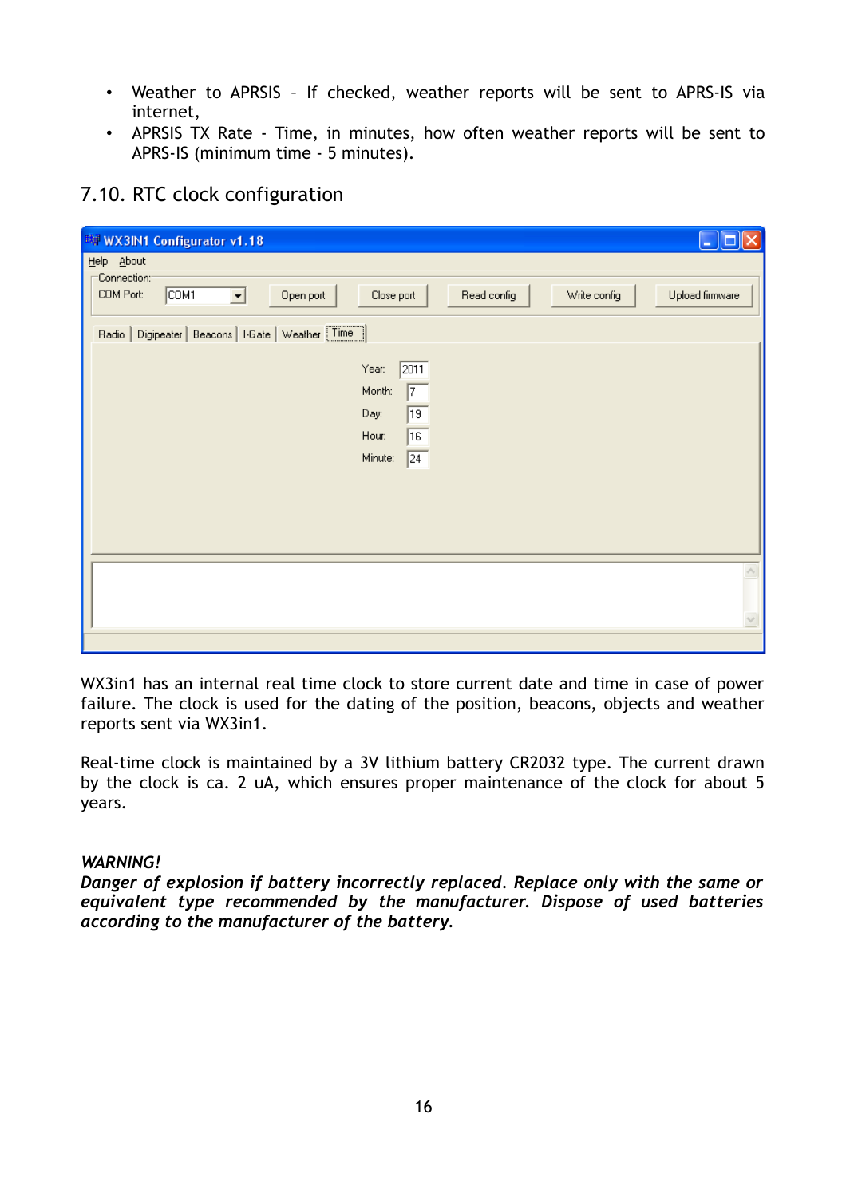- Weather to APRSIS – If checked, weather reports will be sent to APRS-IS via internet,
- APRSIS TX Rate - Time, in minutes, how often weather reports will be sent to APRS-IS (minimum time - 5 minutes).

## 7.10. RTC clock configuration

WX3in1 has an internal real time clock to store current date and time in case of power failure. The clock is used for the dating of the position, beacons, objects and weather reports sent via WX3in1.

Real-time clock is maintained by a 3V lithium battery CR2032 type. The current drawn by the clock is ca. 2 uA, which ensures proper maintenance of the clock for about 5 years.

***WARNING!***
***Danger of explosion if battery incorrectly replaced. Replace only with the same or equivalent type recommended by the manufacturer. Dispose of used batteries according to the manufacturer of the battery.***